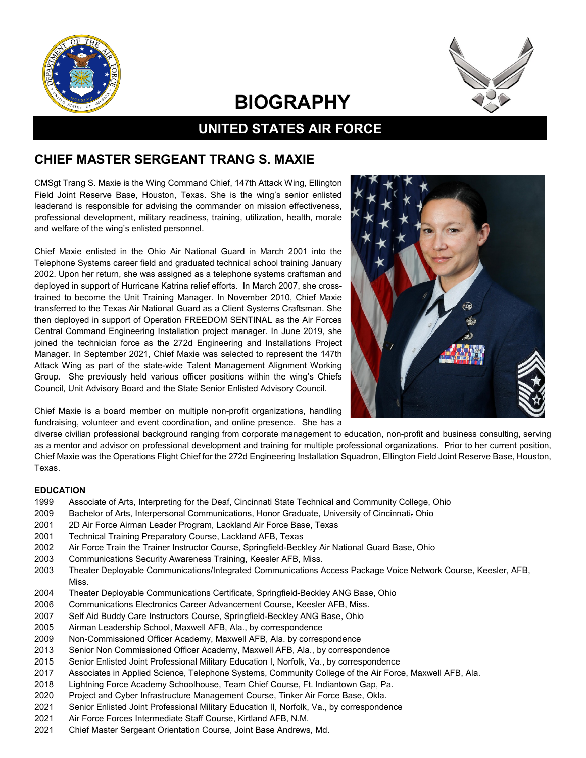# BIOGRAPHY

## UNITED STATES AIR FORCE

## CHIEF MASTER SERGEANT TRANG S. MAXIE

CMSgt Trang S. Maxie is the Wing Command Chief, 147th Attack Wing, Ellington Field Joint Reserve Base, Houston, Texas. She is the wing's senior enlisted leaderand is responsible for advising the commander on mission effectiveness, professional development, military readiness, training, utilization, health, morale and welfare of the wing's enlisted personnel.

Chief Maxie enlisted in the Ohio Air National Guard in March 2001 into the Telephone Systems career field and graduated technical school training January 2002. Upon her return, she was assigned as a telephone systems craftsman and deployed in support of Hurricane Katrina relief efforts. In March 2007, she cross-trained to become the Unit Training Manager. In November 2010, Chief Maxie transferred to the Texas Air National Guard as a Client Systems Craftsman. She then deployed in support of Operation FREEDOM SENTINAL as the Air Forces Central Command Engineering Installation project manager. In June 2019, she joined the technician force as the 272d Engineering and Installations Project Manager. In September 2021, Chief Maxie was selected to represent the 147th Attack Wing as part of the state-wide Talent Management Alignment Working Group. She previously held various officer positions within the wing's Chiefs Council, Unit Advisory Board and the State Senior Enlisted Advisory Council.

Chief Maxie is a board member on multiple non-profit organizations, handling fundraising, volunteer and event coordination, and online presence. She has a diverse civilian professional background ranging from corporate management to education, non-profit and business consulting, serving as a mentor and advisor on professional development and training for multiple professional organizations. Prior to her current position, Chief Maxie was the Operations Flight Chief for the 272d Engineering Installation Squadron, Ellington Field Joint Reserve Base, Houston, Texas.

**EDUCATION**

1999 Associate of Arts, Interpreting for the Deaf, Cincinnati State Technical and Community College, Ohio
2009 Bachelor of Arts, Interpersonal Communications, Honor Graduate, University of Cincinnati, Ohio
2001 2D Air Force Airman Leader Program, Lackland Air Force Base, Texas
2001 Technical Training Preparatory Course, Lackland AFB, Texas
2002 Air Force Train the Trainer Instructor Course, Springfield-Beckley Air National Guard Base, Ohio
2003 Communications Security Awareness Training, Keesler AFB, Miss.
2003 Theater Deployable Communications/Integrated Communications Access Package Voice Network Course, Keesler, AFB, Miss.
2004 Theater Deployable Communications Certificate, Springfield-Beckley ANG Base, Ohio
2006 Communications Electronics Career Advancement Course, Keesler AFB, Miss.
2007 Self Aid Buddy Care Instructors Course, Springfield-Beckley ANG Base, Ohio
2005 Airman Leadership School, Maxwell AFB, Ala., by correspondence
2009 Non-Commissioned Officer Academy, Maxwell AFB, Ala. by correspondence
2013 Senior Non Commissioned Officer Academy, Maxwell AFB, Ala., by correspondence
2015 Senior Enlisted Joint Professional Military Education I, Norfolk, Va., by correspondence
2017 Associates in Applied Science, Telephone Systems, Community College of the Air Force, Maxwell AFB, Ala.
2018 Lightning Force Academy Schoolhouse, Team Chief Course, Ft. Indiantown Gap, Pa.
2020 Project and Cyber Infrastructure Management Course, Tinker Air Force Base, Okla.
2021 Senior Enlisted Joint Professional Military Education II, Norfolk, Va., by correspondence
2021 Air Force Forces Intermediate Staff Course, Kirtland AFB, N.M.
2021 Chief Master Sergeant Orientation Course, Joint Base Andrews, Md.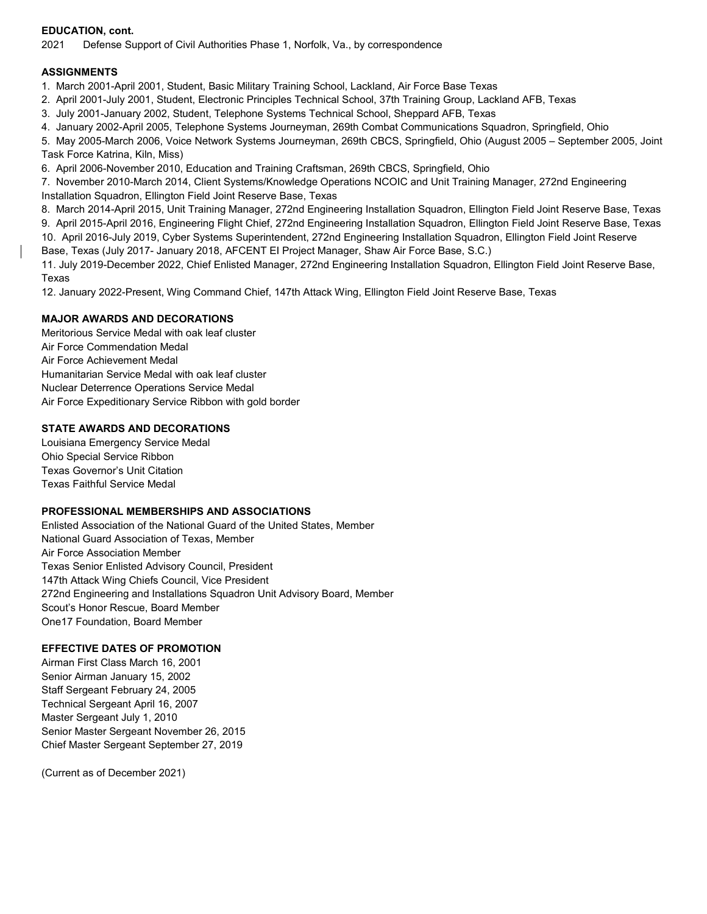**EDUCATION, cont.**

2021 Defense Support of Civil Authorities Phase 1, Norfolk, Va., by correspondence

**ASSIGNMENTS**

1. March 2001-April 2001, Student, Basic Military Training School, Lackland, Air Force Base Texas
2. April 2001-July 2001, Student, Electronic Principles Technical School, 37th Training Group, Lackland AFB, Texas
3. July 2001-January 2002, Student, Telephone Systems Technical School, Sheppard AFB, Texas
4. January 2002-April 2005, Telephone Systems Journeyman, 269th Combat Communications Squadron, Springfield, Ohio
5. May 2005-March 2006, Voice Network Systems Journeyman, 269th CBCS, Springfield, Ohio (August 2005 – September 2005, Joint Task Force Katrina, Kiln, Miss)
6. April 2006-November 2010, Education and Training Craftsman, 269th CBCS, Springfield, Ohio
7. November 2010-March 2014, Client Systems/Knowledge Operations NCOIC and Unit Training Manager, 272nd Engineering Installation Squadron, Ellington Field Joint Reserve Base, Texas
8. March 2014-April 2015, Unit Training Manager, 272nd Engineering Installation Squadron, Ellington Field Joint Reserve Base, Texas
9. April 2015-April 2016, Engineering Flight Chief, 272nd Engineering Installation Squadron, Ellington Field Joint Reserve Base, Texas
10. April 2016-July 2019, Cyber Systems Superintendent, 272nd Engineering Installation Squadron, Ellington Field Joint Reserve Base, Texas (July 2017- January 2018, AFCENT EI Project Manager, Shaw Air Force Base, S.C.)
11. July 2019-December 2022, Chief Enlisted Manager, 272nd Engineering Installation Squadron, Ellington Field Joint Reserve Base, Texas
12. January 2022-Present, Wing Command Chief, 147th Attack Wing, Ellington Field Joint Reserve Base, Texas

**MAJOR AWARDS AND DECORATIONS**

Meritorious Service Medal with oak leaf cluster
Air Force Commendation Medal
Air Force Achievement Medal
Humanitarian Service Medal with oak leaf cluster
Nuclear Deterrence Operations Service Medal
Air Force Expeditionary Service Ribbon with gold border

**STATE AWARDS AND DECORATIONS**

Louisiana Emergency Service Medal
Ohio Special Service Ribbon
Texas Governor's Unit Citation
Texas Faithful Service Medal

**PROFESSIONAL MEMBERSHIPS AND ASSOCIATIONS**

Enlisted Association of the National Guard of the United States, Member
National Guard Association of Texas, Member
Air Force Association Member
Texas Senior Enlisted Advisory Council, President
147th Attack Wing Chiefs Council, Vice President
272nd Engineering and Installations Squadron Unit Advisory Board, Member
Scout's Honor Rescue, Board Member
One17 Foundation, Board Member

**EFFECTIVE DATES OF PROMOTION**

Airman First Class March 16, 2001
Senior Airman January 15, 2002
Staff Sergeant February 24, 2005
Technical Sergeant April 16, 2007
Master Sergeant July 1, 2010
Senior Master Sergeant November 26, 2015
Chief Master Sergeant September 27, 2019

(Current as of December 2021)